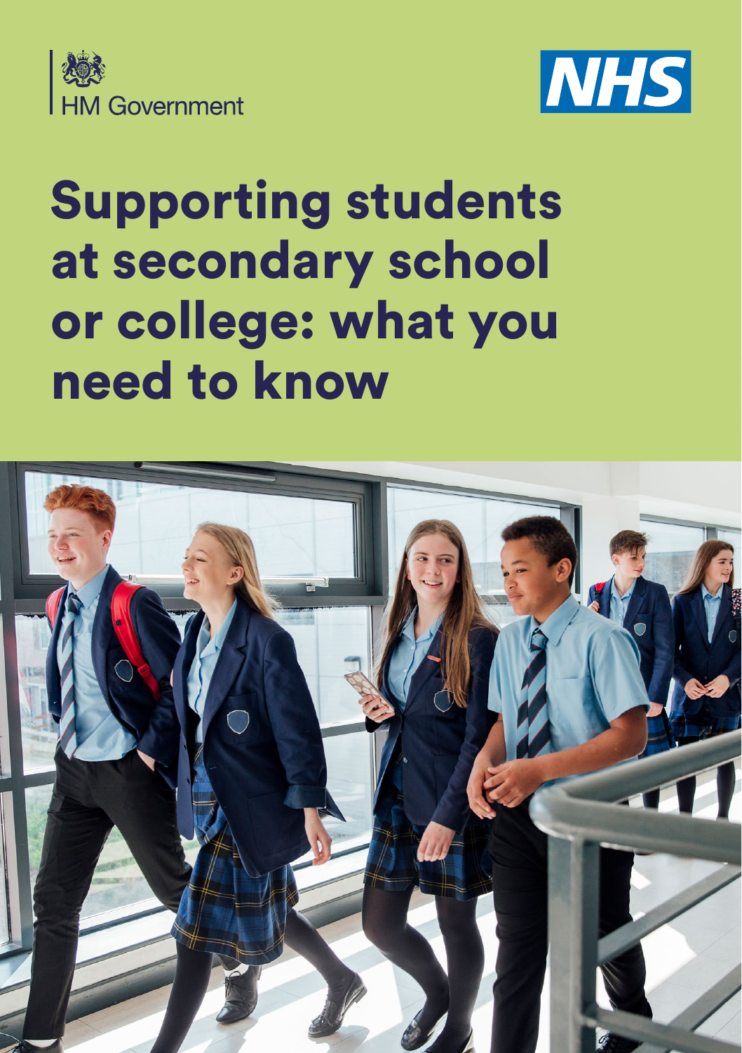HM Government

NHS

# Supporting students at secondary school or college: what you need to know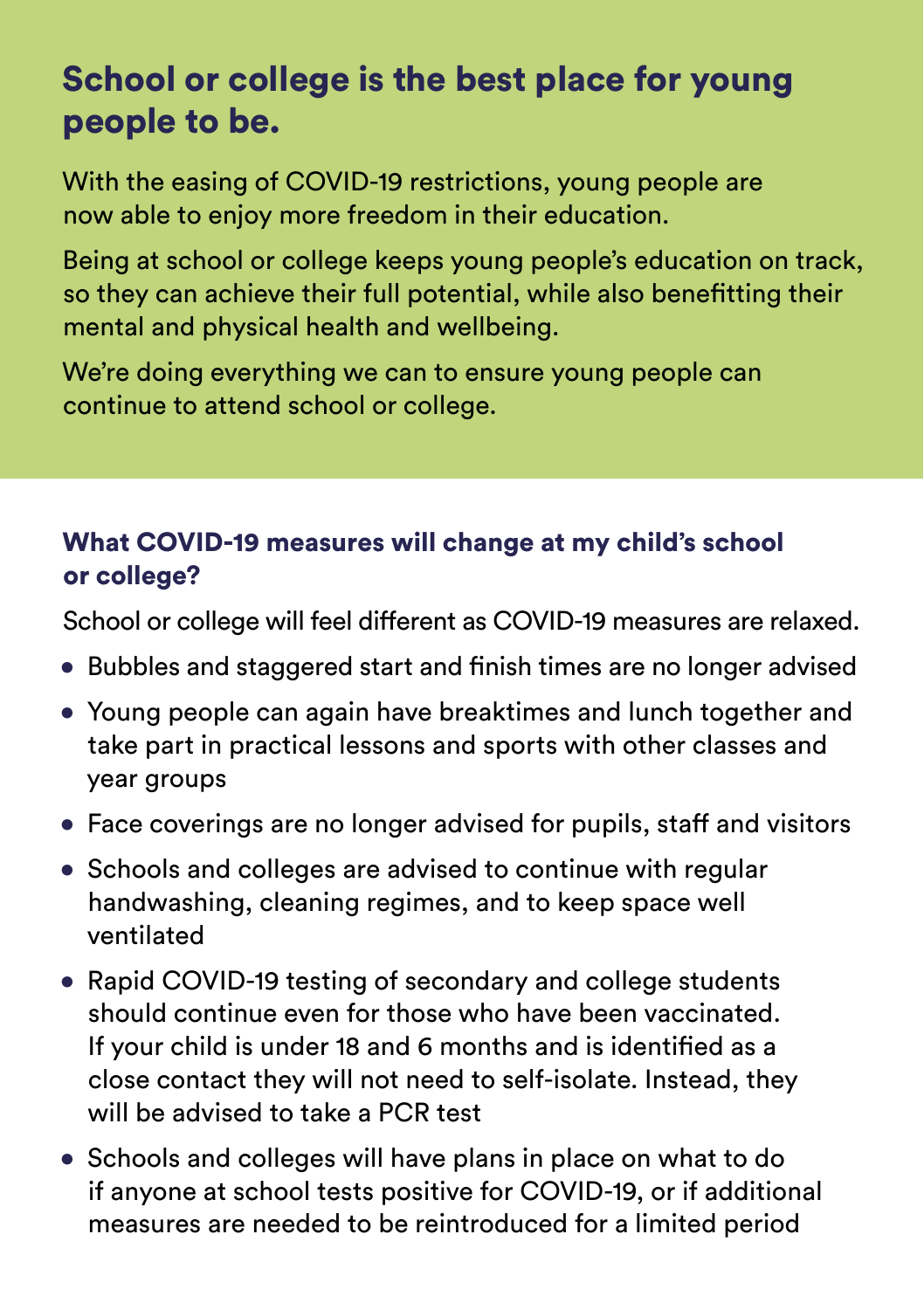## School or college is the best place for young people to be.

With the easing of COVID-19 restrictions, young people are now able to enjoy more freedom in their education.

Being at school or college keeps young people's education on track, so they can achieve their full potential, while also benefitting their mental and physical health and wellbeing.

We're doing everything we can to ensure young people can continue to attend school or college.

### What COVID-19 measures will change at my child's school or college?

School or college will feel different as COVID-19 measures are relaxed.

- Bubbles and staggered start and finish times are no longer advised
- Young people can again have breaktimes and lunch together and take part in practical lessons and sports with other classes and year groups
- Face coverings are no longer advised for pupils, staff and visitors
- Schools and colleges are advised to continue with regular handwashing, cleaning regimes, and to keep space well ventilated
- Rapid COVID-19 testing of secondary and college students should continue even for those who have been vaccinated. If your child is under 18 and 6 months and is identified as a close contact they will not need to self-isolate. Instead, they will be advised to take a PCR test
- Schools and colleges will have plans in place on what to do if anyone at school tests positive for COVID-19, or if additional measures are needed to be reintroduced for a limited period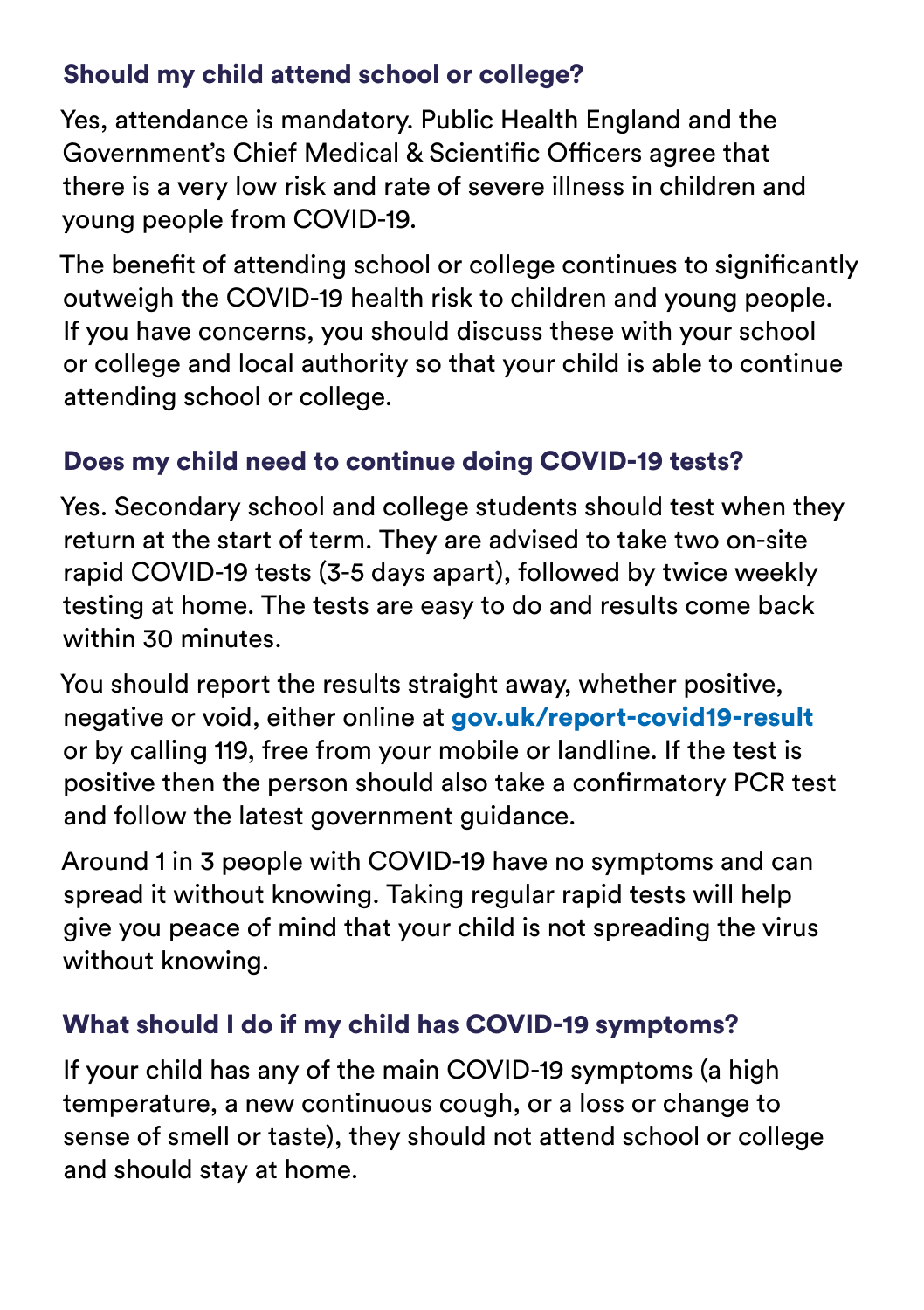### Should my child attend school or college?

Yes, attendance is mandatory. Public Health England and the Government's Chief Medical & Scientific Officers agree that there is a very low risk and rate of severe illness in children and young people from COVID-19.

The benefit of attending school or college continues to significantly outweigh the COVID-19 health risk to children and young people. If you have concerns, you should discuss these with your school or college and local authority so that your child is able to continue attending school or college.

### Does my child need to continue doing COVID-19 tests?

Yes. Secondary school and college students should test when they return at the start of term. They are advised to take two on-site rapid COVID-19 tests (3-5 days apart), followed by twice weekly testing at home. The tests are easy to do and results come back within 30 minutes.

You should report the results straight away, whether positive, negative or void, either online at **gov.uk/report-covid19-result** or by calling 119, free from your mobile or landline. If the test is positive then the person should also take a confirmatory PCR test and follow the latest government guidance.

Around 1 in 3 people with COVID-19 have no symptoms and can spread it without knowing. Taking regular rapid tests will help give you peace of mind that your child is not spreading the virus without knowing.

### What should I do if my child has COVID-19 symptoms?

If your child has any of the main COVID-19 symptoms (a high temperature, a new continuous cough, or a loss or change to sense of smell or taste), they should not attend school or college and should stay at home.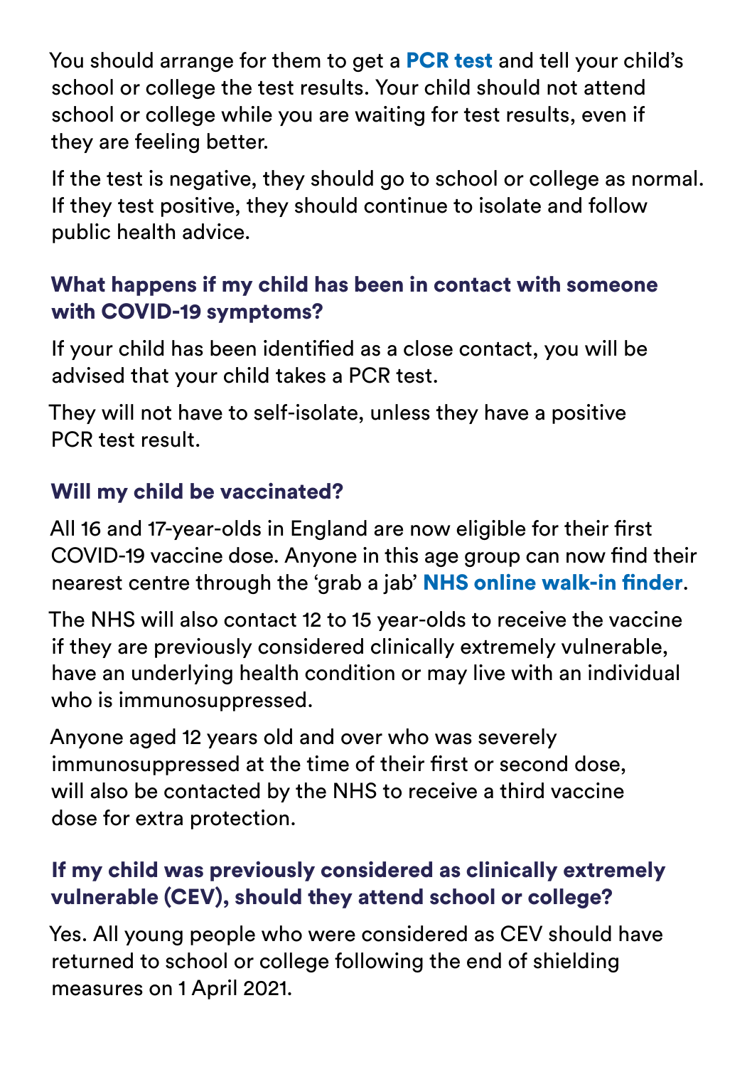You should arrange for them to get a **PCR test** and tell your child's school or college the test results. Your child should not attend school or college while you are waiting for test results, even if they are feeling better.

If the test is negative, they should go to school or college as normal. If they test positive, they should continue to isolate and follow public health advice.

## What happens if my child has been in contact with someone with COVID-19 symptoms?

If your child has been identified as a close contact, you will be advised that your child takes a PCR test.

They will not have to self-isolate, unless they have a positive PCR test result.

## Will my child be vaccinated?

All 16 and 17-year-olds in England are now eligible for their first COVID-19 vaccine dose. Anyone in this age group can now find their nearest centre through the 'grab a jab' **NHS online walk-in finder**.

The NHS will also contact 12 to 15 year-olds to receive the vaccine if they are previously considered clinically extremely vulnerable, have an underlying health condition or may live with an individual who is immunosuppressed.

Anyone aged 12 years old and over who was severely immunosuppressed at the time of their first or second dose, will also be contacted by the NHS to receive a third vaccine dose for extra protection.

## If my child was previously considered as clinically extremely vulnerable (CEV), should they attend school or college?

Yes. All young people who were considered as CEV should have returned to school or college following the end of shielding measures on 1 April 2021.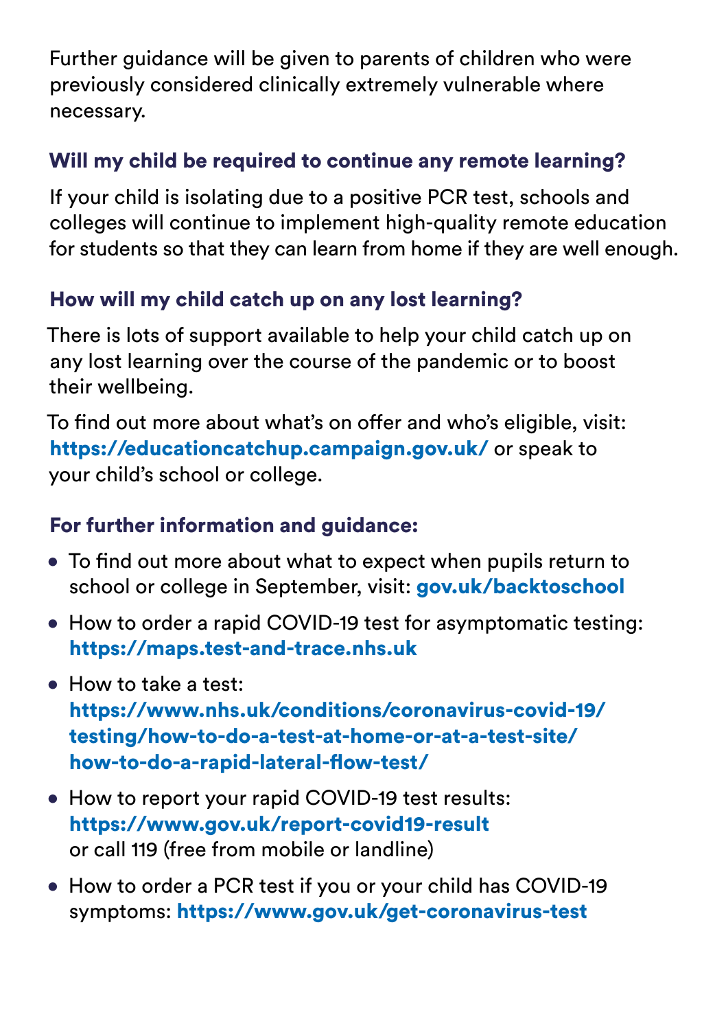Further guidance will be given to parents of children who were previously considered clinically extremely vulnerable where necessary.

### Will my child be required to continue any remote learning?

If your child is isolating due to a positive PCR test, schools and colleges will continue to implement high-quality remote education for students so that they can learn from home if they are well enough.

### How will my child catch up on any lost learning?

There is lots of support available to help your child catch up on any lost learning over the course of the pandemic or to boost their wellbeing.

To find out more about what's on offer and who's eligible, visit: **https://educationcatchup.campaign.gov.uk/** or speak to your child's school or college.

### For further information and guidance:

- To find out more about what to expect when pupils return to school or college in September, visit: **gov.uk/backtoschool**
- How to order a rapid COVID-19 test for asymptomatic testing: **https://maps.test-and-trace.nhs.uk**
- How to take a test: **https://www.nhs.uk/conditions/coronavirus-covid-19/testing/how-to-do-a-test-at-home-or-at-a-test-site/how-to-do-a-rapid-lateral-flow-test/**
- How to report your rapid COVID-19 test results: **https://www.gov.uk/report-covid19-result** or call 119 (free from mobile or landline)
- How to order a PCR test if you or your child has COVID-19 symptoms: **https://www.gov.uk/get-coronavirus-test**